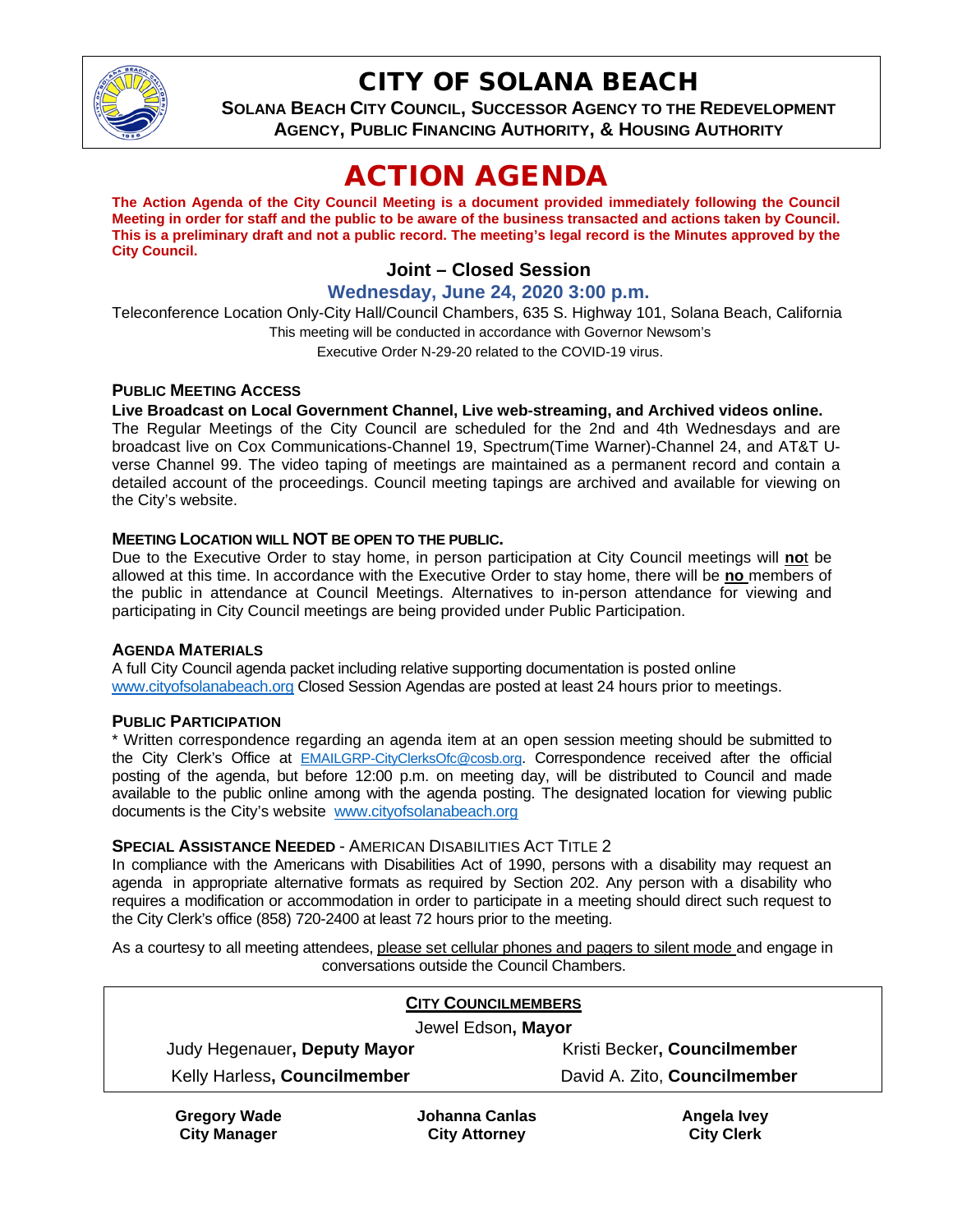# CITY OF SOLANA BEACH

**SOLANA BEACH CITY COUNCIL, SUCCESSOR AGENCY TO THE REDEVELOPMENT AGENCY, PUBLIC FINANCING AUTHORITY, & HOUSING AUTHORITY**

# ACTION AGENDA

**The Action Agenda of the City Council Meeting is a document provided immediately following the Council Meeting in order for staff and the public to be aware of the business transacted and actions taken by Council. This is a preliminary draft and not a public record. The meeting's legal record is the Minutes approved by the City Council.**

## Joint – Closed Session

### Wednesday, June 24, 2020 3:00 p.m.

Teleconference Location Only-City Hall/Council Chambers, 635 S. Highway 101, Solana Beach, California

This meeting will be conducted in accordance with Governor Newsom's Executive Order N-29-20 related to the COVID-19 virus.

### PUBLIC MEETING ACCESS

**Live Broadcast on Local Government Channel, Live web-streaming, and Archived videos online.**

The Regular Meetings of the City Council are scheduled for the 2nd and 4th Wednesdays and are broadcast live on Cox Communications-Channel 19, Spectrum(Time Warner)-Channel 24, and AT&T U-verse Channel 99. The video taping of meetings are maintained as a permanent record and contain a detailed account of the proceedings. Council meeting tapings are archived and available for viewing on the City's website.

### MEETING LOCATION WILL NOT BE OPEN TO THE PUBLIC.

Due to the Executive Order to stay home, in person participation at City Council meetings will **no**t be allowed at this time. In accordance with the Executive Order to stay home, there will be **no** members of the public in attendance at Council Meetings. Alternatives to in-person attendance for viewing and participating in City Council meetings are being provided under Public Participation.

### AGENDA MATERIALS

A full City Council agenda packet including relative supporting documentation is posted online www.cityofsolanabeach.org Closed Session Agendas are posted at least 24 hours prior to meetings.

### PUBLIC PARTICIPATION

* Written correspondence regarding an agenda item at an open session meeting should be submitted to the City Clerk's Office at EMAILGRP-CityClerksOfc@cosb.org. Correspondence received after the official posting of the agenda, but before 12:00 p.m. on meeting day, will be distributed to Council and made available to the public online among with the agenda posting. The designated location for viewing public documents is the City's website www.cityofsolanabeach.org

### SPECIAL ASSISTANCE NEEDED - AMERICAN DISABILITIES ACT TITLE 2

In compliance with the Americans with Disabilities Act of 1990, persons with a disability may request an agenda in appropriate alternative formats as required by Section 202. Any person with a disability who requires a modification or accommodation in order to participate in a meeting should direct such request to the City Clerk's office (858) 720-2400 at least 72 hours prior to the meeting.

As a courtesy to all meeting attendees, please set cellular phones and pagers to silent mode and engage in conversations outside the Council Chambers.

**CITY COUNCILMEMBERS**

Jewel Edson, **Mayor**

| | |
|---|---|
| Judy Hegenauer, **Deputy Mayor** | Kristi Becker, **Councilmember** |
| Kelly Harless, **Councilmember** | David A. Zito, **Councilmember** |

| | | |
|---|---|---|
| **Gregory Wade**<br>**City Manager** | **Johanna Canlas**<br>**City Attorney** | **Angela Ivey**<br>**City Clerk** |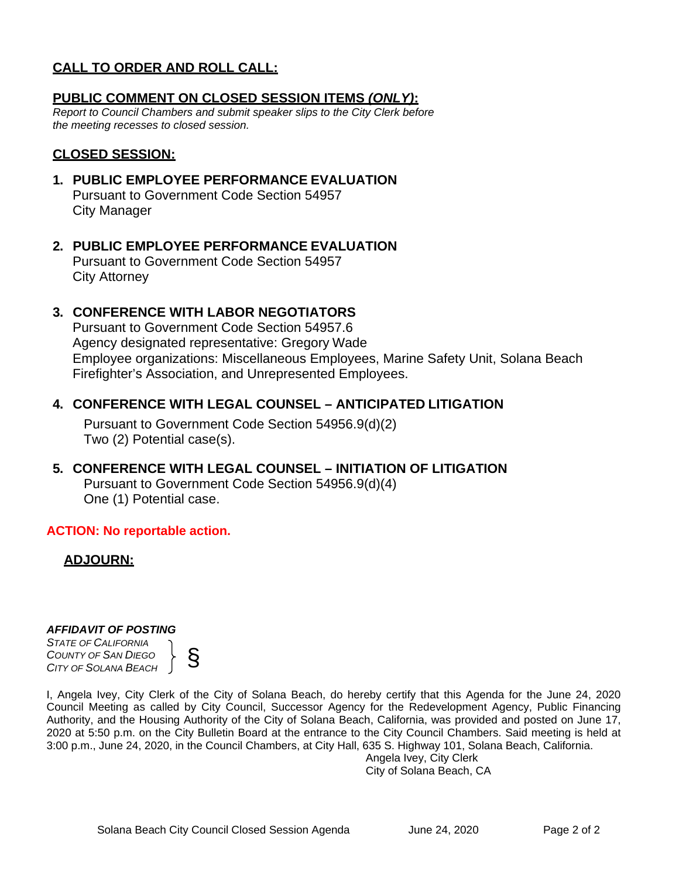## CALL TO ORDER AND ROLL CALL:

## PUBLIC COMMENT ON CLOSED SESSION ITEMS *(ONLY)*:

*Report to Council Chambers and submit speaker slips to the City Clerk before the meeting recesses to closed session.*

## CLOSED SESSION:

1. **PUBLIC EMPLOYEE PERFORMANCE EVALUATION**
   Pursuant to Government Code Section 54957
   City Manager

2. **PUBLIC EMPLOYEE PERFORMANCE EVALUATION**
   Pursuant to Government Code Section 54957
   City Attorney

3. **CONFERENCE WITH LABOR NEGOTIATORS**
   Pursuant to Government Code Section 54957.6
   Agency designated representative: Gregory Wade
   Employee organizations: Miscellaneous Employees, Marine Safety Unit, Solana Beach Firefighter's Association, and Unrepresented Employees.

4. **CONFERENCE WITH LEGAL COUNSEL – ANTICIPATED LITIGATION**
   Pursuant to Government Code Section 54956.9(d)(2)
   Two (2) Potential case(s).

5. **CONFERENCE WITH LEGAL COUNSEL – INITIATION OF LITIGATION**
   Pursuant to Government Code Section 54956.9(d)(4)
   One (1) Potential case.

**ACTION: No reportable action.**

## ADJOURN:

***AFFIDAVIT OF POSTING***

*STATE OF CALIFORNIA*
*COUNTY OF SAN DIEGO* } §
*CITY OF SOLANA BEACH*

I, Angela Ivey, City Clerk of the City of Solana Beach, do hereby certify that this Agenda for the June 24, 2020 Council Meeting as called by City Council, Successor Agency for the Redevelopment Agency, Public Financing Authority, and the Housing Authority of the City of Solana Beach, California, was provided and posted on June 17, 2020 at 5:50 p.m. on the City Bulletin Board at the entrance to the City Council Chambers. Said meeting is held at 3:00 p.m., June 24, 2020, in the Council Chambers, at City Hall, 635 S. Highway 101, Solana Beach, California.

Angela Ivey, City Clerk
City of Solana Beach, CA